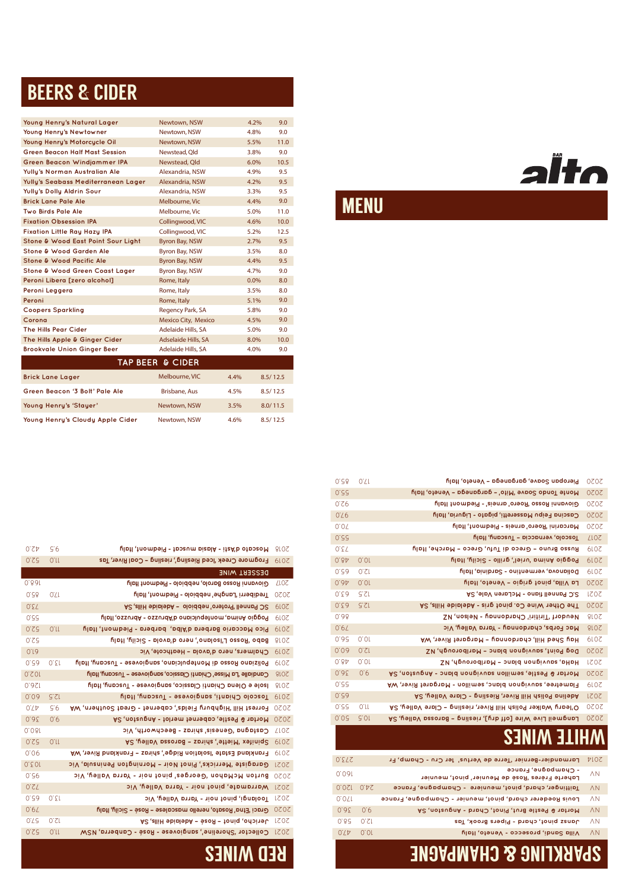# BEERS & CIDER

| Beer | Origin | ABV | Price |
|---|---|---|---|
| Young Henry's Natural Lager | Newtown, NSW | 4.2% | 9.0 |
| Young Henry's Newtowner | Newtown, NSW | 4.8% | 9.0 |
| Young Henry's Motorcycle Oil | Newtown, NSW | 5.5% | 11.0 |
| Green Beacon Half Mast Session | Newstead, Qld | 3.8% | 9.0 |
| Green Beacon Windjammer IPA | Newstead, Qld | 6.0% | 10.5 |
| Yully's Norman Australian Ale | Alexandria, NSW | 4.9% | 9.5 |
| Yully's Seabass Mediterranean Lager | Alexandria, NSW | 4.2% | 9.5 |
| Yully's Dolly Aldrin Sour | Alexandria, NSW | 3.3% | 9.5 |
| Brick Lane Pale Ale | Melbourne, Vic | 4.4% | 9.0 |
| Two Birds Pale Ale | Melbourne, Vic | 5.0% | 11.0 |
| Fixation Obsession IPA | Collingwood, VIC | 4.6% | 10.0 |
| Fixation Little Ray Hazy IPA | Collingwood, VIC | 5.2% | 12.5 |
| Stone & Wood East Point Sour Light | Byron Bay, NSW | 2.7% | 9.5 |
| Stone & Wood Garden Ale | Byron Bay, NSW | 3.5% | 8.0 |
| Stone & Wood Pacific Ale | Byron Bay, NSW | 4.4% | 9.5 |
| Stone & Wood Green Coast Lager | Byron Bay, NSW | 4.7% | 9.0 |
| Peroni Libera [zero alcohol] | Rome, Italy | 0.0% | 8.0 |
| Peroni Leggera | Rome, Italy | 3.5% | 8.0 |
| Peroni | Rome, Italy | 5.1% | 9.0 |
| Coopers Sparkling | Regency Park, SA | 5.8% | 9.0 |
| Corona | Mexico City, Mexico | 4.5% | 9.0 |
| The Hills Pear Cider | Adelaide Hills, SA | 5.0% | 9.0 |
| The Hills Apple & Ginger Cider | Adselaide Hills, SA | 8.0% | 10.0 |
| Brookvale Union Ginger Beer | Adelaide Hills, SA | 4.0% | 9.0 |

## TAP BEER & CIDER

| Beer | Origin | ABV | Price |
|---|---|---|---|
| Brick Lane Lager | Melbourne, VIC | 4.4% | 8.5/ 12.5 |
| Green Beacon '3 Bolt' Pale Ale | Brisbane, Aus | 4.5% | 8.5/ 12.5 |
| Young Henry's 'Stayer' | Newtown, NSW | 3.5% | 8.0/ 11.5 |
| Young Henry's Cloudy Apple Cider | Newtown, NSW | 4.6% | 8.5/ 12.5 |

BAR alto

# MENU

# SPARKLING & CHAMPAGNE

| Vintage | Wine | Glass | Bottle |
|---|---|---|---|
| NV | Villa Sandi, prosecco – Veneto, Italy | 10.0 | 47.0 |
| NV | Jansz pinot, chard - Pipers Brook, Tas | 12.0 | 58.0 |
| NV | Mortar & Pestle Brut, Pinot, Chard - Angaston, SA | 9.0 | 36.0 |
| NV | Louis Roederer chard, pinot, meunier - Champagne, France | | 170.0 |
| NV | Taittinger, chard, pinot, meuniere - Champagne, France | 24.0 | 120.0 |
| NV | Laherte Frères Rose de Meunier' pinot, meunier - Champagne, France | | 160.0 |
| 2014 | Larmandier-Bernier 'Terre de Vertus' 1er Cru - Champ, Fr | | 273.0 |

# WHITE WINES

| Vintage | Wine | Glass | Bottle |
|---|---|---|---|
| 2020 | Longmeil Live Wire [off dry] riesling - Barossa Valley, SA | 10.5 | 50.0 |
| 2020 | O'leary Walker Polish Hill River, riesling – Clare Valley, SA | 11.0 | 55.0 |
| 2021 | Adelina Polish Hill River, riesling - Clare Valley, SA | | 65.0 |
| 2019 | Flametree, sauvignon blanc, semillon - Margaret River, WA | | 55.0 |
| 2020 | Mortar & Pestle, semillon sauvignon blanc - Angaston, SA | 9.0 | 36.0 |
| 2021 | Hādu, sauvignon blanc – Marlborough, NZ | 10.0 | 48.0 |
| 2020 | Dog Point, sauvignon blanc - Marlborough, NZ | 12.0 | 60.0 |
| 2019 | Hay Shed Hill, chardonnay – Margaret River, WA | 10.0 | 56.0 |
| 2018 | Mac Forbs, chardonnay – Yarra Valley, Vic | | 79.0 |
| 2018 | Neudorf 'Tiritiri' Chardonnay - Nelson, NZ | | 99.0 |
| 2020 | The Other Wine Co. pinot gris - Adelaide Hills, SA | 12.5 | 63.0 |
| 2021 | S.C Pannell fiano - McLaren Vale, SA | 12.5 | 63.0 |
| 2020 | La Villa, pinot grigio – Veneto, Italy | 10.0 | 49.0 |
| 2019 | Dolianova, vermentino - Sardinia, Italy | 12.0 | 65.0 |
| 2019 | Poggio Anima 'uriel', grillo - Sicily, Italy | 10.0 | 48.0 |
| 2019 | Russo Bruno – Greco di Tufu, Greco – Marche, Italy | | 72.0 |
| 2017 | Toscolo, vernaccia – Tuscany, Italy | | 55.0 |
| 2020 | Marcarini 'Roero' arneis - Piedmont, Italy | | 70.0 |
| 2020 | Cascina Feipu Massaretti, pigato - Liguria, Italy | | 94.0 |
| 2020 | Giovanni Rosso 'Roero' arneis' - Piedmont, Italy | | 92.0 |
| 2020 | Monte Tondo Soave 'Mito' - garganega – Veneto, Italy | | 55.0 |
| 2020 | Pieropan Soave, garganega – Veneto, Italy | 17.0 | 85.0 |

# RED WINES

| Vintage | Wine | Glass | Bottle |
|---|---|---|---|
| 2021 | Collector 'Shoreline', sangiovese - Rosé - Canberra, NSW | 11.0 | 52.0 |
| 2021 | Jericho, pinot – Rosé – Adelaide Hills, SA | 12.0 | 57.0 |
| 2020 | Graci 'Etna' Rosato, nerello mascalese – Rosé – Sicily, Italy | | 79.0 |
| 2021 | Toolangi, pinot noir - Yarra Valley, Vic | 13.0 | 65.0 |
| 2021 | Warramate, pinot noir - Yarra Valley, Vic | | 72.0 |
| 2020 | Burton McMahon 'Georges' pinot noir - Yarra Valley, Vic | | 95.0 |
| 2021 | Garagiste 'Merricks', Pinot Noir - Mornington Peninsula, Vic | | 103.0 |
| 2019 | Frankland Estate 'Isolation Ridge', shiraz – Frankland River, WA | | 90.0 |
| 2019 | Spinifex 'Miette', shiraz – Barossa Valley, SA | 11.0 | 52.0 |
| 2017 | Castagna 'Genesis', shiraz - Beechworth, Vic | | 180.0 |
| 2020 | Mortar & Pestle, cabernet merlot - Angaston, SA | 9.0 | 36.0 |
| 2020 | Forrest Hill 'Highbury Fields', cabernet - Great Southern, WA | 9.5 | 47.0 |
| 2019 | Toscolo Chianti, sangiovese - Tuscany, Italy | 12.5 | 60.0 |
| 2018 | Isole e Olena Chianti Classico, sangiovese - Tuscany, Italy | | 126.0 |
| 2018 | Candialle 'La Misse' Chianti Classico, sangiovese – Tuscany, Italy | | 102.0 |
| 2019 | Polizzano Rosso di Montepulciano, sangiovese - Tuscany, Italy | 13.0 | 65.0 |
| 2019 | Chalmers, nero d'avola – Heathcote, Vic | | 61.0 |
| 2018 | Baglio 'Rosso' L'isolano, nero d'avola - Sicily, Italy | | 52.0 |
| 2019 | Pico Maccario Barbera d'Alba, barbera - Piedmont, Italy | 11.0 | 52.0 |
| 2019 | Poggio Anima, montepulciano d'Abruzzo - Abruzzo, Italy | | 55.0 |
| 2019 | SC Pannell 'Protero' nebbiolo – Adelaide Hills, SA | | 75.0 |
| 2020 | Trediberri 'Langhe' nebbiolo - Piedmont, Italy | 17.0 | 85.0 |
| 2017 | Giovanni Rosso Barolo, nebbiolo - Piedmont Italy | | 168.0 |

## DESSERT WINE

| Vintage | Wine | Glass | Bottle |
|---|---|---|---|
| 2019 | Frogmore Creek 'Iced Riesling', riesling – Coal River, Tas | 11.0 | 52.0 |
| 2018 | Moscato d'Asti - Alasia muscat - Piedmont, Italy | 9.5 | 42.0 |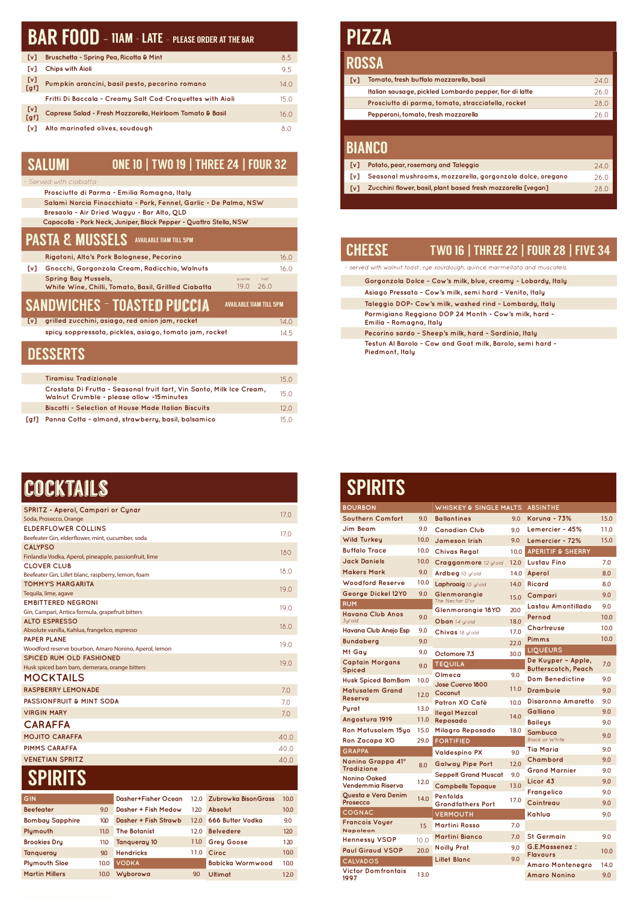# BAR FOOD – 11AM - LATE – PLEASE ORDER AT THE BAR

| | | |
|---|---|---|
| [v] | Bruschetta - Spring Pea, Ricotta & Mint | 8.5 |
| [v] | Chips with Aioli | 9.5 |
| [v] [gf] | Pumpkin arancini, basil pesto, pecorino romano | 14.0 |
| | Fritti Di Baccala - Creamy Salt Cod Croquettes with Aioli | 15.0 |
| [v] [gf] | Caprese Salad - Fresh Mozzarella, Heirloom Tomato & Basil | 16.0 |
| [v] | Alto marinated olives, soudough | 8.0 |

# SALUMI — ONE 10 | TWO 19 | THREE 24 | FOUR 32

- Served with ciabatta

Prosciutto di Parma - Emilia Romagna, Italy
Salami Norcia Finocchiata - Pork, Fennel, Garlic - De Palma, NSW
Bresaola - Air Dried Wagyu - Bar Alto, QLD
Capacolla - Pork Neck, Juniper, Black Pepper - Quattro Stella, NSW

# PASTA & MUSSELS — AVAILABLE 11AM TILL 5PM

| | | | |
|---|---|---|---|
| | Rigatoni, Alto's Pork Bolognese, Pecorino | | 16.0 |
| [v] | Gnocchi, Gorgonzola Cream, Radicchio, Walnuts | | 16.0 |
| | Spring Bay Mussels, White Wine, Chilli, Tomato, Basil, Grillled Ciabatta | quarter 19.0 | half 26.0 |

# SANDWICHES – TOASTED PUCCIA — AVAILABLE 11AM TILL 5PM

| | | |
|---|---|---|
| [v] | grilled zucchini, asiago, red onion jam, rocket | 14.0 |
| | spicy soppressata, pickles, asiago, tomato jam, rocket | 14.5 |

# DESSERTS

| | | |
|---|---|---|
| | Tiramisu Tradizionale | 15.0 |
| | Crostata Di Frutta - Seasonal fruit tart, Vin Santo, Milk Ice Cream, Walnut Crumble - please allow ~15minutes | 15.0 |
| | Biscotti - Selection of House Made Italian Biscuits | 12.0 |
| [gf] | Panna Cotta - almond, strawberry, basil, balsamico | 15.0 |

# PIZZA

## ROSSA

| | | |
|---|---|---|
| [v] | Tomato, fresh buffalo mozzarella, basil | 24.0 |
| | Italian sausage, pickled Lombardo pepper, fior di latte | 26.0 |
| | Prosciutto di parma, tomato, stracciatella, rocket | 28.0 |
| | Pepperoni, tomato, fresh mozzarella | 26.0 |

## BIANCO

| | | |
|---|---|---|
| [v] | Potato, pear, rosemary and Taleggio | 24.0 |
| [v] | Seasonal mushrooms, mozzarella, gorgonzola dolce, oregano | 26.0 |
| [v] | Zucchini flower, basil, plant based fresh mozzarella [vegan] | 28.0 |

# CHEESE — TWO 16 | THREE 22 | FOUR 28 | FIVE 34

- served with walnut toast, rye sourdough, quince marmellata and muscatels

Gorgonzola Dolce - Cow's milk, blue, creamy - Lobardy, Italy
Asiago Pressato - Cow's milk, semi hard - Venito, Italy
Taleggio DOP- Cow's milk, washed rind - Lombardy, Italy
Parmigiano Reggiano DOP 24 Month - Cow's milk, hard - Emilia - Romagna, Italy
Pecorino sardo - Sheep's milk, hard - Sardinia, Italy
Testun Al Barolo - Cow and Goat milk, Barolo, semi hard - Piedmont, Italy

# COCKTAILS

| | |
|---|---|
| SPRITZ - Aperol, Campari or Cynar<br>Soda, Prosecco, Orange | 17.0 |
| ELDERFLOWER COLLINS<br>Beefeater Gin, elderflower, mint, cucumber, soda | 17.0 |
| CALYPSO<br>Finlandia Vodka, Aperol, pineapple, passionfruit, lime | 18.0 |
| CLOVER CLUB<br>Beefeater Gin, Lillet blanc, raspberry, lemon, foam | 18.0 |
| TOMMY'S MARGARITA<br>Tequila, lime, agave | 19.0 |
| EMBITTERED NEGRONI<br>Gin, Campari, Antica formula, grapefruit bitters | 19.0 |
| ALTO ESPRESSO<br>Absolute vanilla, Kahlua, frangelico, espresso | 18.0 |
| PAPER PLANE<br>Woodford reserve bourbon, Amaro Nonino, Aperol, lemon | 19.0 |
| SPICED RUM OLD FASHIONED<br>Husk spiced bam bam, demerara, orange bitters | 19.0 |

## MOCKTAILS

| | |
|---|---|
| RASPBERRY LEMONADE | 7.0 |
| PASSIONFRUIT & MINT SODA | 7.0 |
| VIRGIN MARY | 7.0 |

## CARAFFA

| | |
|---|---|
| MOJITO CARAFFA | 40.0 |
| PIMMS CARAFFA | 40.0 |
| VENETIAN SPRITZ | 40.0 |

# SPIRITS

| GIN | | | | | |
|---|---|---|---|---|---|
| Beefeater | 9.0 | Dasher+Fisher Ocean | 12.0 | Zubrowka BisonGrass | 10.0 |
| Bombay Sapphire | 10.0 | Dasher + Fish Medow | 12.0 | Absolut | 10.0 |
| Plymouth | 11.0 | Dasher + Fish Strawb | 12.0 | 666 Butter Vodka | 9.0 |
| Brookies Dry | 11.0 | The Botanist | 12.0 | Belvedere | 12.0 |
| Tanqueray | 9.0 | Tanqueray 10 | 11.0 | Grey Goose | 12.0 |
| Plymouth Sloe | 10.0 | Hendricks | 11.0 | Ciroc | 10.0 |
| Martin Millers | 10.0 | **VODKA** | | Babicka Wormwood | 10.0 |
| | | Wyborowa | 9.0 | Ultimat | 12.0 |

# SPIRITS

| BOURBON | | WHISKEY & SINGLE MALTS | | ABSINTHE | |
|---|---|---|---|---|---|
| Southern Comfort | 9.0 | Ballantines | 9.0 | Koruna - 73% | 15.0 |
| Jim Beam | 9.0 | Canadian Club | 9.0 | Lemercier - 45% | 11.0 |
| Wild Turkey | 10.0 | Jameson Irish | 9.0 | Lemercier - 72% | 15.0 |
| Buffalo Trace | 10.0 | Chivas Regal | 10.0 | **APERITIF & SHERRY** | |
| Jack Daniels | 10.0 | Craggonmore 12 y/old | 12.0 | Lustau Fino | 7.0 |
| Makers Mark | 9.0 | Ardbeg 10 y/old | 14.0 | Aperol | 8.0 |
| Woodford Reserve | 10.0 | Laphroaig 10 y/old | 14.0 | Ricard | 8.0 |
| George Dickel 12YO | 9.0 | Glenmorangie The Nectar D'or | 15.0 | Campari | 9.0 |
| **RUM** | | Glenmorangie 18YO | 20.0 | Lastau Amontillado | 9.0 |
| Havana Club Anos 3y/old | 9.0 | Oban 14 y/old | 18.0 | Pernod | 10.0 |
| Havana Club Anejo Esp | 9.0 | Chivas 18 y/old | 17.0 | Chartreuse | 10.0 |
| Bundaberg | 9.0 | | 22.0 | Pimms | 10.0 |
| Mt Gay | 9.0 | Octomore 7.3 | 30.0 | **LIQUEURS** | |
| Captain Morgans Spiced | 9.0 | **TEQUILA** | | De Kuyper - Apple, Butterscotch, Peach | 7.0 |
| Husk Spiced BamBam | 10.0 | Olmeca | 9.0 | Dom Benedictine | 9.0 |
| Matusalem Grand Reserva | 12.0 | Jose Cuervo 1800 Coconut | 11.0 | Drambuie | 9.0 |
| Pyrat | 13.0 | Patron XO Cafè | 10.0 | Disaronno Amaretto | 9.0 |
| Angostura 1919 | 11.0 | Ilegal Mezcal Reposado | 14.0 | Galliano | 9.0 |
| Ron Matusalem 15yo | 15.0 | Milagro Reposado | 18.0 | Baileys | 9.0 |
| Ron Zacapa XO | 29.0 | **FORTIFIED** | | Sambuca Black or White | 9.0 |
| **GRAPPA** | | Valdespino PX | 9.0 | Tia Maria | 9.0 |
| Nonino Grappa 41° Tradizione | 8.0 | Galway Pipe Port | 12.0 | Chambord | 9.0 |
| Nonino Oaked Vendemmia Riserva | 12.0 | Seppelt Grand Muscat | 9.0 | Grand Marnier | 9.0 |
| Questa e Vera Denim Prosecco | 14.0 | Campbells Topaque | 13.0 | Licor 43 | 9.0 |
| **COGNAC** | | Penfolds Grandfathers Port | 17.0 | Frangelico | 9.0 |
| Francois Voyer Napoleon | 15 | **VERMOUTH** | | Cointreau | 9.0 |
| Hennessy VSOP | 10.0 | Martini Rosso | 7.0 | Kahlua | 9.0 |
| Paul Giraud VSOP | 20.0 | Martini Bianco | 7.0 | St Germain | 9.0 |
| **CALVADOS** | | Noilly Prat | 9.0 | G.E.Massenez : Flavours | 10.0 |
| Victor Domfrontais 1997 | 13.0 | Lillet Blanc | 9.0 | Amaro Montenegro | 14.0 |
| | | | | Amaro Nonino | 9.0 |